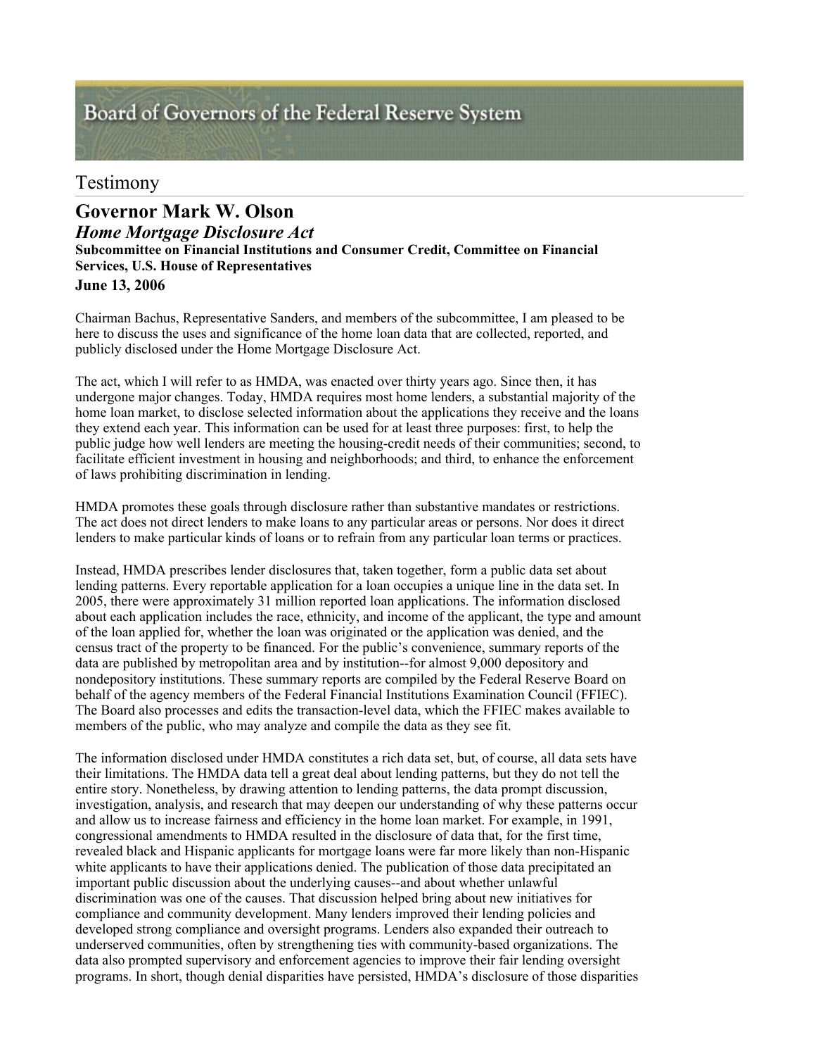Board of Governors of the Federal Reserve System

# Testimony

## Governor Mark W. Olson

### *Home Mortgage Disclosure Act*

**Subcommittee on Financial Institutions and Consumer Credit, Committee on Financial Services, U.S. House of Representatives**

**June 13, 2006**

Chairman Bachus, Representative Sanders, and members of the subcommittee, I am pleased to be here to discuss the uses and significance of the home loan data that are collected, reported, and publicly disclosed under the Home Mortgage Disclosure Act.

The act, which I will refer to as HMDA, was enacted over thirty years ago. Since then, it has undergone major changes. Today, HMDA requires most home lenders, a substantial majority of the home loan market, to disclose selected information about the applications they receive and the loans they extend each year. This information can be used for at least three purposes: first, to help the public judge how well lenders are meeting the housing-credit needs of their communities; second, to facilitate efficient investment in housing and neighborhoods; and third, to enhance the enforcement of laws prohibiting discrimination in lending.

HMDA promotes these goals through disclosure rather than substantive mandates or restrictions. The act does not direct lenders to make loans to any particular areas or persons. Nor does it direct lenders to make particular kinds of loans or to refrain from any particular loan terms or practices.

Instead, HMDA prescribes lender disclosures that, taken together, form a public data set about lending patterns. Every reportable application for a loan occupies a unique line in the data set. In 2005, there were approximately 31 million reported loan applications. The information disclosed about each application includes the race, ethnicity, and income of the applicant, the type and amount of the loan applied for, whether the loan was originated or the application was denied, and the census tract of the property to be financed. For the public's convenience, summary reports of the data are published by metropolitan area and by institution--for almost 9,000 depository and nondepository institutions. These summary reports are compiled by the Federal Reserve Board on behalf of the agency members of the Federal Financial Institutions Examination Council (FFIEC). The Board also processes and edits the transaction-level data, which the FFIEC makes available to members of the public, who may analyze and compile the data as they see fit.

The information disclosed under HMDA constitutes a rich data set, but, of course, all data sets have their limitations. The HMDA data tell a great deal about lending patterns, but they do not tell the entire story. Nonetheless, by drawing attention to lending patterns, the data prompt discussion, investigation, analysis, and research that may deepen our understanding of why these patterns occur and allow us to increase fairness and efficiency in the home loan market. For example, in 1991, congressional amendments to HMDA resulted in the disclosure of data that, for the first time, revealed black and Hispanic applicants for mortgage loans were far more likely than non-Hispanic white applicants to have their applications denied. The publication of those data precipitated an important public discussion about the underlying causes--and about whether unlawful discrimination was one of the causes. That discussion helped bring about new initiatives for compliance and community development. Many lenders improved their lending policies and developed strong compliance and oversight programs. Lenders also expanded their outreach to underserved communities, often by strengthening ties with community-based organizations. The data also prompted supervisory and enforcement agencies to improve their fair lending oversight programs. In short, though denial disparities have persisted, HMDA's disclosure of those disparities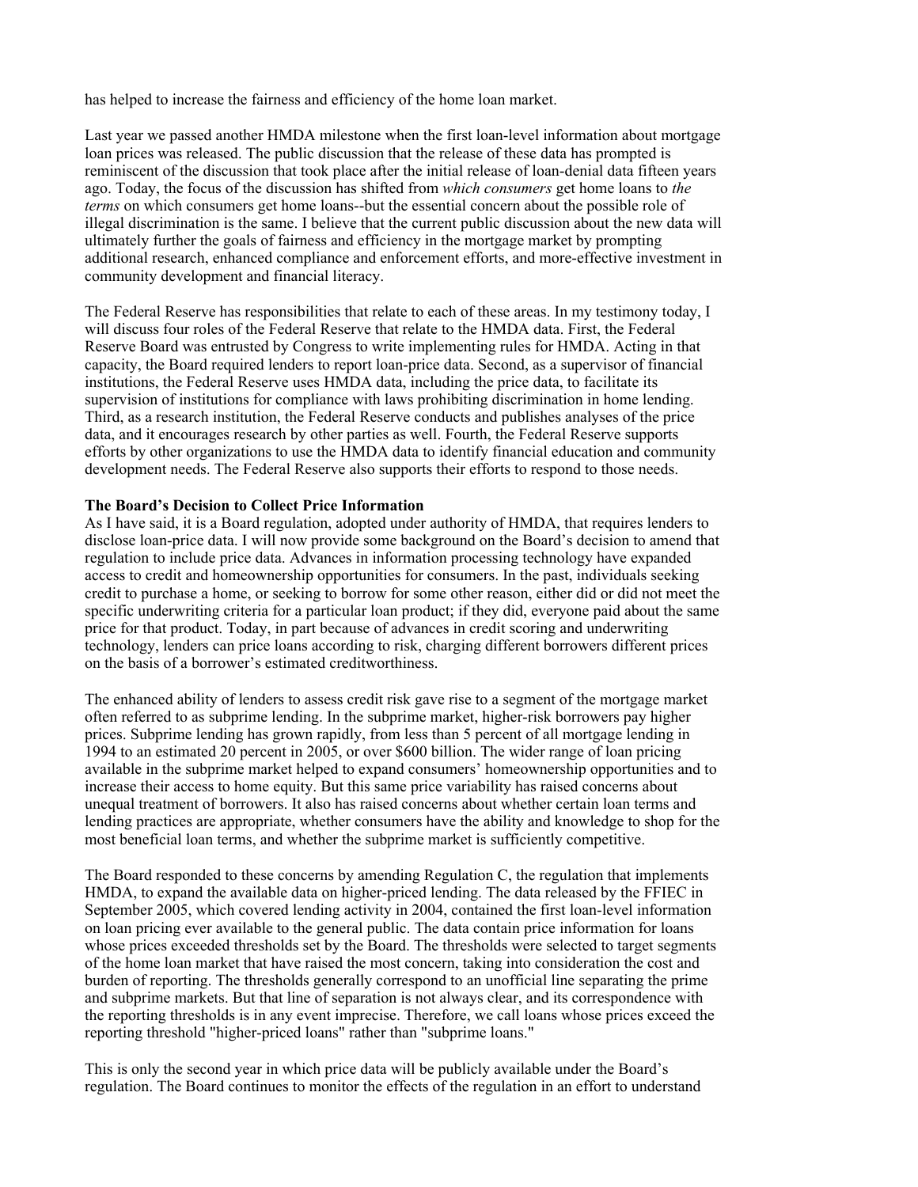has helped to increase the fairness and efficiency of the home loan market.

Last year we passed another HMDA milestone when the first loan-level information about mortgage loan prices was released. The public discussion that the release of these data has prompted is reminiscent of the discussion that took place after the initial release of loan-denial data fifteen years ago. Today, the focus of the discussion has shifted from *which consumers* get home loans to *the terms* on which consumers get home loans--but the essential concern about the possible role of illegal discrimination is the same. I believe that the current public discussion about the new data will ultimately further the goals of fairness and efficiency in the mortgage market by prompting additional research, enhanced compliance and enforcement efforts, and more-effective investment in community development and financial literacy.

The Federal Reserve has responsibilities that relate to each of these areas. In my testimony today, I will discuss four roles of the Federal Reserve that relate to the HMDA data. First, the Federal Reserve Board was entrusted by Congress to write implementing rules for HMDA. Acting in that capacity, the Board required lenders to report loan-price data. Second, as a supervisor of financial institutions, the Federal Reserve uses HMDA data, including the price data, to facilitate its supervision of institutions for compliance with laws prohibiting discrimination in home lending. Third, as a research institution, the Federal Reserve conducts and publishes analyses of the price data, and it encourages research by other parties as well. Fourth, the Federal Reserve supports efforts by other organizations to use the HMDA data to identify financial education and community development needs. The Federal Reserve also supports their efforts to respond to those needs.

**The Board's Decision to Collect Price Information**

As I have said, it is a Board regulation, adopted under authority of HMDA, that requires lenders to disclose loan-price data. I will now provide some background on the Board's decision to amend that regulation to include price data. Advances in information processing technology have expanded access to credit and homeownership opportunities for consumers. In the past, individuals seeking credit to purchase a home, or seeking to borrow for some other reason, either did or did not meet the specific underwriting criteria for a particular loan product; if they did, everyone paid about the same price for that product. Today, in part because of advances in credit scoring and underwriting technology, lenders can price loans according to risk, charging different borrowers different prices on the basis of a borrower's estimated creditworthiness.

The enhanced ability of lenders to assess credit risk gave rise to a segment of the mortgage market often referred to as subprime lending. In the subprime market, higher-risk borrowers pay higher prices. Subprime lending has grown rapidly, from less than 5 percent of all mortgage lending in 1994 to an estimated 20 percent in 2005, or over $600 billion. The wider range of loan pricing available in the subprime market helped to expand consumers' homeownership opportunities and to increase their access to home equity. But this same price variability has raised concerns about unequal treatment of borrowers. It also has raised concerns about whether certain loan terms and lending practices are appropriate, whether consumers have the ability and knowledge to shop for the most beneficial loan terms, and whether the subprime market is sufficiently competitive.

The Board responded to these concerns by amending Regulation C, the regulation that implements HMDA, to expand the available data on higher-priced lending. The data released by the FFIEC in September 2005, which covered lending activity in 2004, contained the first loan-level information on loan pricing ever available to the general public. The data contain price information for loans whose prices exceeded thresholds set by the Board. The thresholds were selected to target segments of the home loan market that have raised the most concern, taking into consideration the cost and burden of reporting. The thresholds generally correspond to an unofficial line separating the prime and subprime markets. But that line of separation is not always clear, and its correspondence with the reporting thresholds is in any event imprecise. Therefore, we call loans whose prices exceed the reporting threshold "higher-priced loans" rather than "subprime loans."

This is only the second year in which price data will be publicly available under the Board's regulation. The Board continues to monitor the effects of the regulation in an effort to understand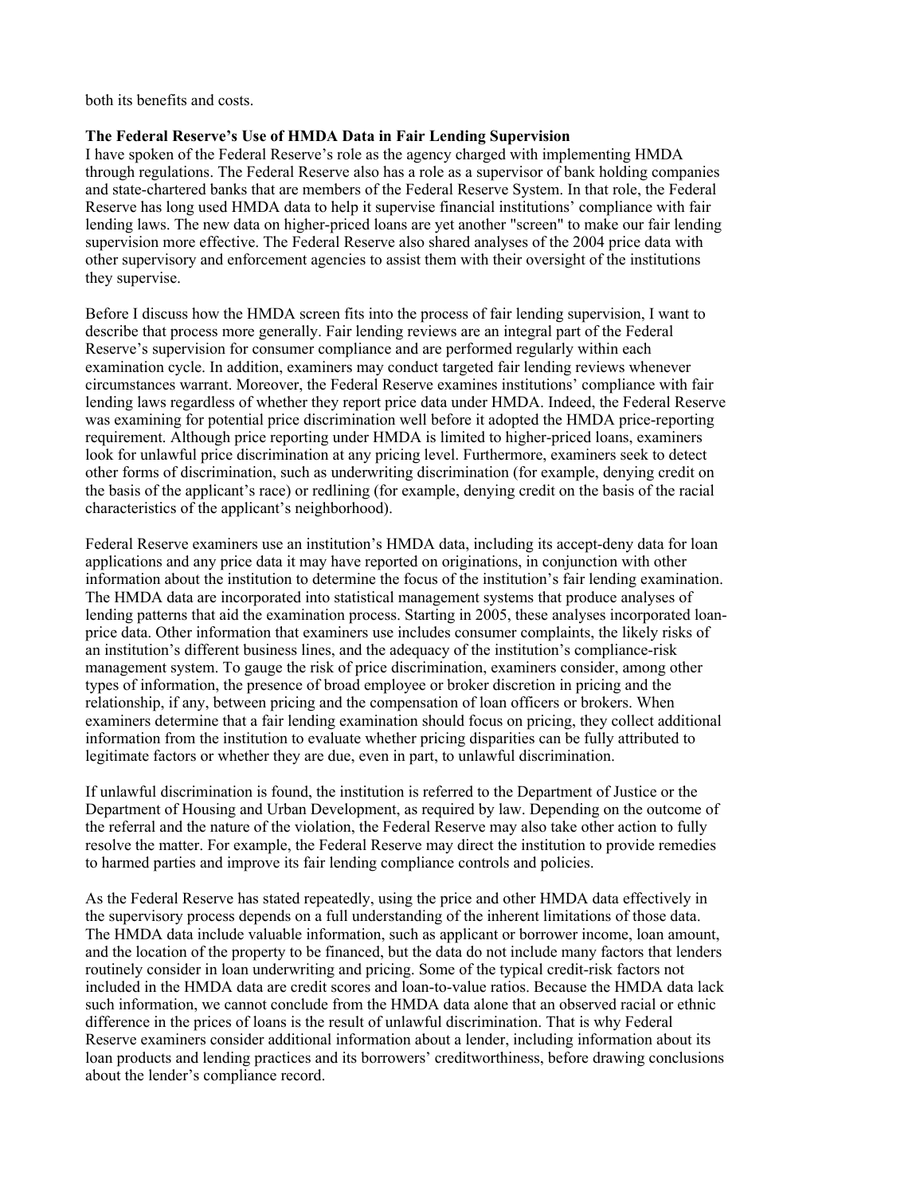both its benefits and costs.

**The Federal Reserve's Use of HMDA Data in Fair Lending Supervision**

I have spoken of the Federal Reserve's role as the agency charged with implementing HMDA through regulations. The Federal Reserve also has a role as a supervisor of bank holding companies and state-chartered banks that are members of the Federal Reserve System. In that role, the Federal Reserve has long used HMDA data to help it supervise financial institutions' compliance with fair lending laws. The new data on higher-priced loans are yet another "screen" to make our fair lending supervision more effective. The Federal Reserve also shared analyses of the 2004 price data with other supervisory and enforcement agencies to assist them with their oversight of the institutions they supervise.

Before I discuss how the HMDA screen fits into the process of fair lending supervision, I want to describe that process more generally. Fair lending reviews are an integral part of the Federal Reserve's supervision for consumer compliance and are performed regularly within each examination cycle. In addition, examiners may conduct targeted fair lending reviews whenever circumstances warrant. Moreover, the Federal Reserve examines institutions' compliance with fair lending laws regardless of whether they report price data under HMDA. Indeed, the Federal Reserve was examining for potential price discrimination well before it adopted the HMDA price-reporting requirement. Although price reporting under HMDA is limited to higher-priced loans, examiners look for unlawful price discrimination at any pricing level. Furthermore, examiners seek to detect other forms of discrimination, such as underwriting discrimination (for example, denying credit on the basis of the applicant's race) or redlining (for example, denying credit on the basis of the racial characteristics of the applicant's neighborhood).

Federal Reserve examiners use an institution's HMDA data, including its accept-deny data for loan applications and any price data it may have reported on originations, in conjunction with other information about the institution to determine the focus of the institution's fair lending examination. The HMDA data are incorporated into statistical management systems that produce analyses of lending patterns that aid the examination process. Starting in 2005, these analyses incorporated loan-price data. Other information that examiners use includes consumer complaints, the likely risks of an institution's different business lines, and the adequacy of the institution's compliance-risk management system. To gauge the risk of price discrimination, examiners consider, among other types of information, the presence of broad employee or broker discretion in pricing and the relationship, if any, between pricing and the compensation of loan officers or brokers. When examiners determine that a fair lending examination should focus on pricing, they collect additional information from the institution to evaluate whether pricing disparities can be fully attributed to legitimate factors or whether they are due, even in part, to unlawful discrimination.

If unlawful discrimination is found, the institution is referred to the Department of Justice or the Department of Housing and Urban Development, as required by law. Depending on the outcome of the referral and the nature of the violation, the Federal Reserve may also take other action to fully resolve the matter. For example, the Federal Reserve may direct the institution to provide remedies to harmed parties and improve its fair lending compliance controls and policies.

As the Federal Reserve has stated repeatedly, using the price and other HMDA data effectively in the supervisory process depends on a full understanding of the inherent limitations of those data. The HMDA data include valuable information, such as applicant or borrower income, loan amount, and the location of the property to be financed, but the data do not include many factors that lenders routinely consider in loan underwriting and pricing. Some of the typical credit-risk factors not included in the HMDA data are credit scores and loan-to-value ratios. Because the HMDA data lack such information, we cannot conclude from the HMDA data alone that an observed racial or ethnic difference in the prices of loans is the result of unlawful discrimination. That is why Federal Reserve examiners consider additional information about a lender, including information about its loan products and lending practices and its borrowers' creditworthiness, before drawing conclusions about the lender's compliance record.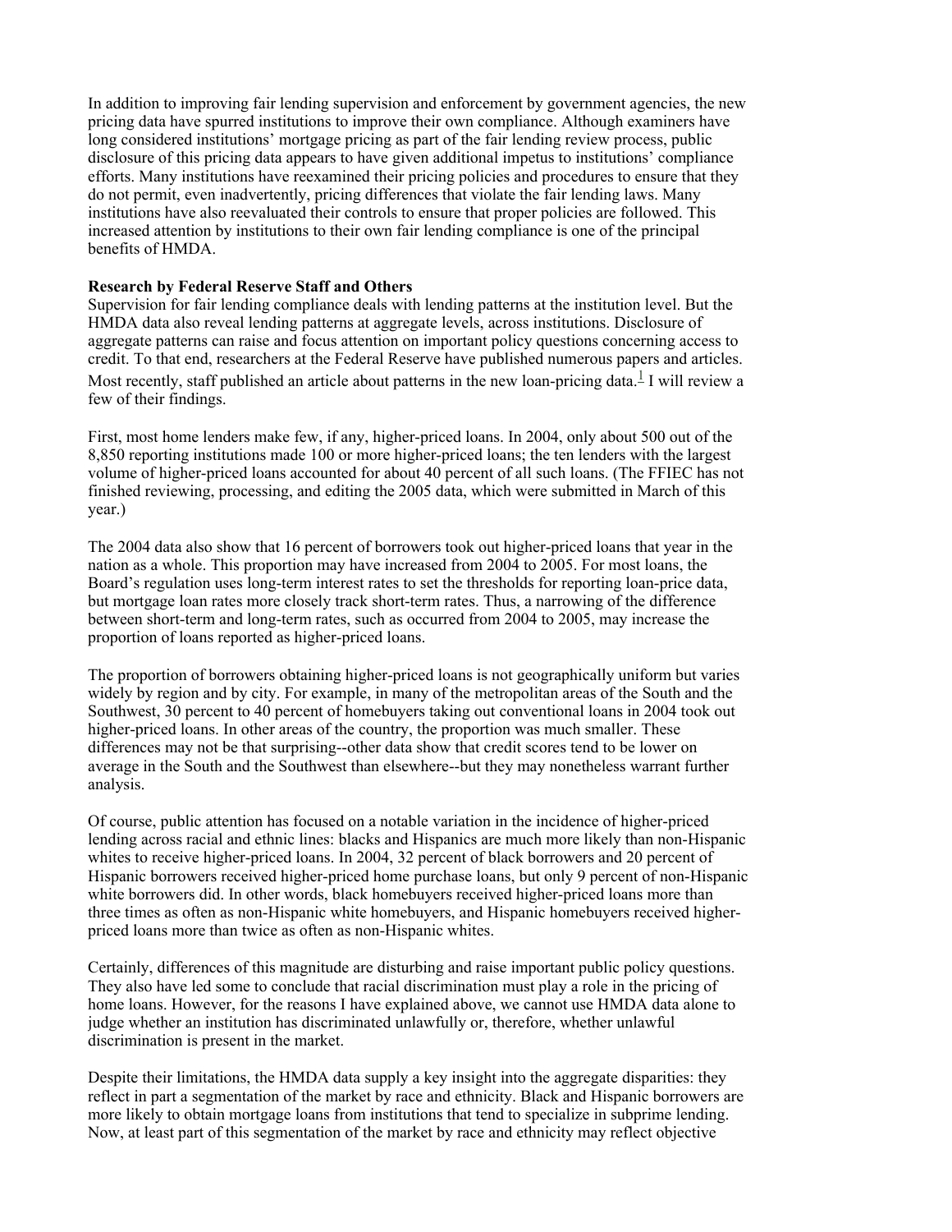In addition to improving fair lending supervision and enforcement by government agencies, the new pricing data have spurred institutions to improve their own compliance. Although examiners have long considered institutions' mortgage pricing as part of the fair lending review process, public disclosure of this pricing data appears to have given additional impetus to institutions' compliance efforts. Many institutions have reexamined their pricing policies and procedures to ensure that they do not permit, even inadvertently, pricing differences that violate the fair lending laws. Many institutions have also reevaluated their controls to ensure that proper policies are followed. This increased attention by institutions to their own fair lending compliance is one of the principal benefits of HMDA.

**Research by Federal Reserve Staff and Others**

Supervision for fair lending compliance deals with lending patterns at the institution level. But the HMDA data also reveal lending patterns at aggregate levels, across institutions. Disclosure of aggregate patterns can raise and focus attention on important policy questions concerning access to credit. To that end, researchers at the Federal Reserve have published numerous papers and articles. Most recently, staff published an article about patterns in the new loan-pricing data.[1] I will review a few of their findings.

First, most home lenders make few, if any, higher-priced loans. In 2004, only about 500 out of the 8,850 reporting institutions made 100 or more higher-priced loans; the ten lenders with the largest volume of higher-priced loans accounted for about 40 percent of all such loans. (The FFIEC has not finished reviewing, processing, and editing the 2005 data, which were submitted in March of this year.)

The 2004 data also show that 16 percent of borrowers took out higher-priced loans that year in the nation as a whole. This proportion may have increased from 2004 to 2005. For most loans, the Board's regulation uses long-term interest rates to set the thresholds for reporting loan-price data, but mortgage loan rates more closely track short-term rates. Thus, a narrowing of the difference between short-term and long-term rates, such as occurred from 2004 to 2005, may increase the proportion of loans reported as higher-priced loans.

The proportion of borrowers obtaining higher-priced loans is not geographically uniform but varies widely by region and by city. For example, in many of the metropolitan areas of the South and the Southwest, 30 percent to 40 percent of homebuyers taking out conventional loans in 2004 took out higher-priced loans. In other areas of the country, the proportion was much smaller. These differences may not be that surprising--other data show that credit scores tend to be lower on average in the South and the Southwest than elsewhere--but they may nonetheless warrant further analysis.

Of course, public attention has focused on a notable variation in the incidence of higher-priced lending across racial and ethnic lines: blacks and Hispanics are much more likely than non-Hispanic whites to receive higher-priced loans. In 2004, 32 percent of black borrowers and 20 percent of Hispanic borrowers received higher-priced home purchase loans, but only 9 percent of non-Hispanic white borrowers did. In other words, black homebuyers received higher-priced loans more than three times as often as non-Hispanic white homebuyers, and Hispanic homebuyers received higher-priced loans more than twice as often as non-Hispanic whites.

Certainly, differences of this magnitude are disturbing and raise important public policy questions. They also have led some to conclude that racial discrimination must play a role in the pricing of home loans. However, for the reasons I have explained above, we cannot use HMDA data alone to judge whether an institution has discriminated unlawfully or, therefore, whether unlawful discrimination is present in the market.

Despite their limitations, the HMDA data supply a key insight into the aggregate disparities: they reflect in part a segmentation of the market by race and ethnicity. Black and Hispanic borrowers are more likely to obtain mortgage loans from institutions that tend to specialize in subprime lending. Now, at least part of this segmentation of the market by race and ethnicity may reflect objective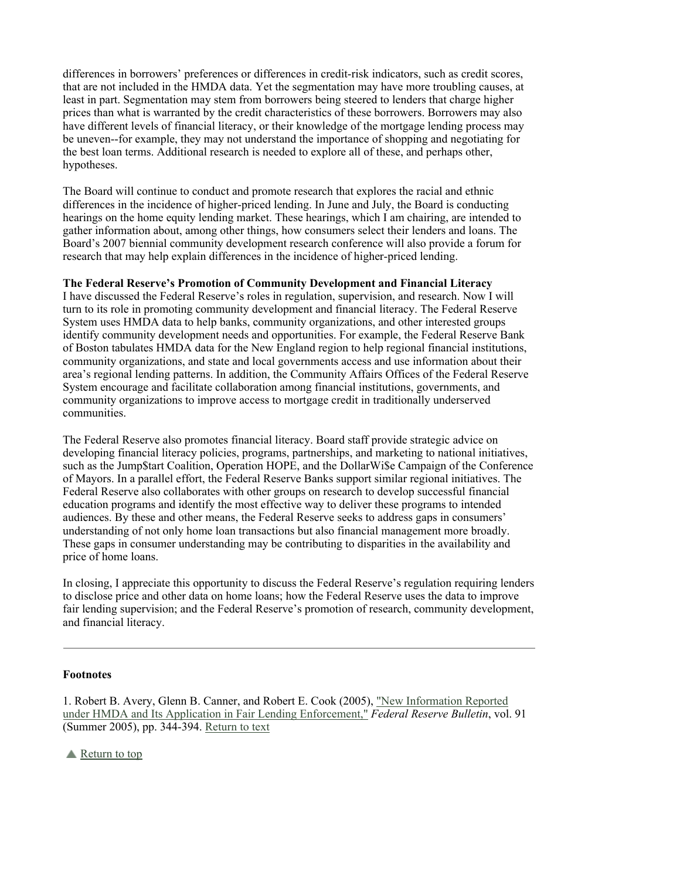differences in borrowers' preferences or differences in credit-risk indicators, such as credit scores, that are not included in the HMDA data. Yet the segmentation may have more troubling causes, at least in part. Segmentation may stem from borrowers being steered to lenders that charge higher prices than what is warranted by the credit characteristics of these borrowers. Borrowers may also have different levels of financial literacy, or their knowledge of the mortgage lending process may be uneven--for example, they may not understand the importance of shopping and negotiating for the best loan terms. Additional research is needed to explore all of these, and perhaps other, hypotheses.

The Board will continue to conduct and promote research that explores the racial and ethnic differences in the incidence of higher-priced lending. In June and July, the Board is conducting hearings on the home equity lending market. These hearings, which I am chairing, are intended to gather information about, among other things, how consumers select their lenders and loans. The Board's 2007 biennial community development research conference will also provide a forum for research that may help explain differences in the incidence of higher-priced lending.

**The Federal Reserve's Promotion of Community Development and Financial Literacy**

I have discussed the Federal Reserve's roles in regulation, supervision, and research. Now I will turn to its role in promoting community development and financial literacy. The Federal Reserve System uses HMDA data to help banks, community organizations, and other interested groups identify community development needs and opportunities. For example, the Federal Reserve Bank of Boston tabulates HMDA data for the New England region to help regional financial institutions, community organizations, and state and local governments access and use information about their area's regional lending patterns. In addition, the Community Affairs Offices of the Federal Reserve System encourage and facilitate collaboration among financial institutions, governments, and community organizations to improve access to mortgage credit in traditionally underserved communities.

The Federal Reserve also promotes financial literacy. Board staff provide strategic advice on developing financial literacy policies, programs, partnerships, and marketing to national initiatives, such as the Jump$tart Coalition, Operation HOPE, and the DollarWi$e Campaign of the Conference of Mayors. In a parallel effort, the Federal Reserve Banks support similar regional initiatives. The Federal Reserve also collaborates with other groups on research to develop successful financial education programs and identify the most effective way to deliver these programs to intended audiences. By these and other means, the Federal Reserve seeks to address gaps in consumers' understanding of not only home loan transactions but also financial management more broadly. These gaps in consumer understanding may be contributing to disparities in the availability and price of home loans.

In closing, I appreciate this opportunity to discuss the Federal Reserve's regulation requiring lenders to disclose price and other data on home loans; how the Federal Reserve uses the data to improve fair lending supervision; and the Federal Reserve's promotion of research, community development, and financial literacy.

---

**Footnotes**

1. Robert B. Avery, Glenn B. Canner, and Robert E. Cook (2005), "New Information Reported under HMDA and Its Application in Fair Lending Enforcement," *Federal Reserve Bulletin*, vol. 91 (Summer 2005), pp. 344-394. Return to text

▲ Return to top